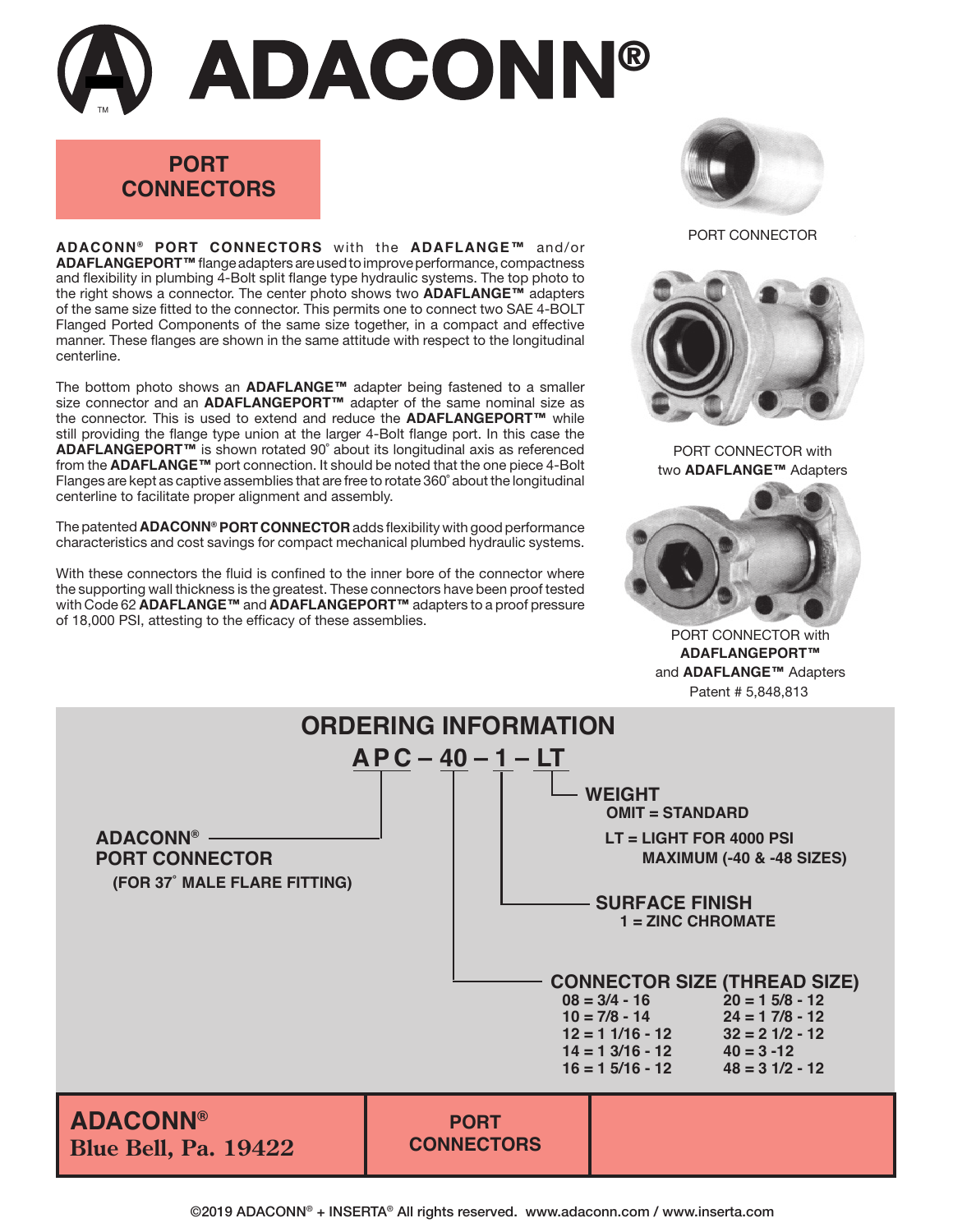# ADACONN®

## PORT CONNECTORS

**ADACONN® PORT CONNECTORS** with the **ADAFLANGE™** and/or **ADAFLANGEPORT™** flange adapters are used to improve performance, compactness and flexibility in plumbing 4-Bolt split flange type hydraulic systems. The top photo to the right shows a connector. The center photo shows two **ADAFLANGE™** adapters of the same size fitted to the connector. This permits one to connect two SAE 4-BOLT Flanged Ported Components of the same size together, in a compact and effective manner. These flanges are shown in the same attitude with respect to the longitudinal centerline.

The bottom photo shows an **ADAFLANGE™** adapter being fastened to a smaller size connector and an **ADAFLANGEPORT™** adapter of the same nominal size as the connector. This is used to extend and reduce the **ADAFLANGEPORT™** while still providing the flange type union at the larger 4-Bolt flange port. In this case the **ADAFLANGEPORT™** is shown rotated 90˚ about its longitudinal axis as referenced from the **ADAFLANGE™** port connection. It should be noted that the one piece 4-Bolt Flanges are kept as captive assemblies that are free to rotate 360˚ about the longitudinal centerline to facilitate proper alignment and assembly.

The patented **ADACONN® PORT CONNECTOR** adds flexibility with good performance characteristics and cost savings for compact mechanical plumbed hydraulic systems.

With these connectors the fluid is confined to the inner bore of the connector where the supporting wall thickness is the greatest. These connectors have been proof tested with Code 62 **ADAFLANGE™** and **ADAFLANGEPORT™** adapters to a proof pressure of 18,000 PSI, attesting to the efficacy of these assemblies.

PORT CONNECTOR

PORT CONNECTOR with two **ADAFLANGE™** Adapters

PORT CONNECTOR with **ADAFLANGEPORT™** and **ADAFLANGE™** Adapters
Patent # 5,848,813

## ORDERING INFORMATION

**APC – 40 – 1 – LT**

- **APC — ADACONN® PORT CONNECTOR** (FOR 37˚ MALE FLARE FITTING)
- **40 — CONNECTOR SIZE (THREAD SIZE)**
- **1 — SURFACE FINISH**
  - 1 = ZINC CHROMATE
- **LT — WEIGHT**
  - OMIT = STANDARD
  - LT = LIGHT FOR 4000 PSI MAXIMUM (-40 & -48 SIZES)

**CONNECTOR SIZE (THREAD SIZE)**

| | |
|---|---|
| 08 = 3/4 - 16 | 20 = 1 5/8 - 12 |
| 10 = 7/8 - 14 | 24 = 1 7/8 - 12 |
| 12 = 1 1/16 - 12 | 32 = 2 1/2 - 12 |
| 14 = 1 3/16 - 12 | 40 = 3 -12 |
| 16 = 1 5/16 - 12 | 48 = 3 1/2 - 12 |

**ADACONN®**
**Blue Bell, Pa. 19422**

**PORT CONNECTORS**

©2019 ADACONN® + INSERTA® All rights reserved. www.adaconn.com / www.inserta.com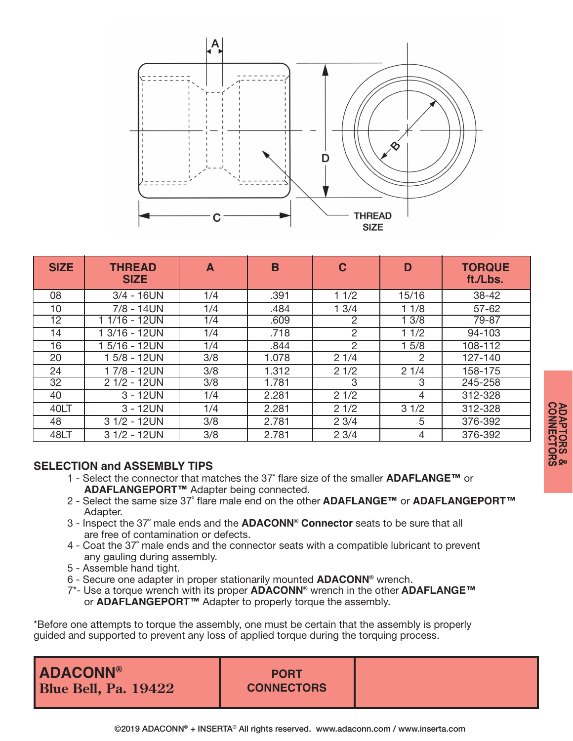A

D

B

C

THREAD SIZE

| SIZE | THREAD SIZE | A | B | C | D | TORQUE ft./Lbs. |
|---|---|---|---|---|---|---|
| 08 | 3/4 - 16UN | 1/4 | .391 | 1 1/2 | 15/16 | 38-42 |
| 10 | 7/8 - 14UN | 1/4 | .484 | 1 3/4 | 1 1/8 | 57-62 |
| 12 | 1 1/16 - 12UN | 1/4 | .609 | 2 | 1 3/8 | 79-87 |
| 14 | 1 3/16 - 12UN | 1/4 | .718 | 2 | 1 1/2 | 94-103 |
| 16 | 1 5/16 - 12UN | 1/4 | .844 | 2 | 1 5/8 | 108-112 |
| 20 | 1 5/8 - 12UN | 3/8 | 1.078 | 2 1/4 | 2 | 127-140 |
| 24 | 1 7/8 - 12UN | 3/8 | 1.312 | 2 1/2 | 2 1/4 | 158-175 |
| 32 | 2 1/2 - 12UN | 3/8 | 1.781 | 3 | 3 | 245-258 |
| 40 | 3 - 12UN | 1/4 | 2.281 | 2 1/2 | 4 | 312-328 |
| 40LT | 3 - 12UN | 1/4 | 2.281 | 2 1/2 | 3 1/2 | 312-328 |
| 48 | 3 1/2 - 12UN | 3/8 | 2.781 | 2 3/4 | 5 | 376-392 |
| 48LT | 3 1/2 - 12UN | 3/8 | 2.781 | 2 3/4 | 4 | 376-392 |

ADAPTORS & CONNECTORS

## SELECTION and ASSEMBLY TIPS

1 - Select the connector that matches the 37˚ flare size of the smaller **ADAFLANGE™** or **ADAFLANGEPORT™** Adapter being connected.
2 - Select the same size 37˚ flare male end on the other **ADAFLANGE™** or **ADAFLANGEPORT™** Adapter.
3 - Inspect the 37˚ male ends and the **ADACONN® Connector** seats to be sure that all are free of contamination or defects.
4 - Coat the 37˚ male ends and the connector seats with a compatible lubricant to prevent any gauling during assembly.
5 - Assemble hand tight.
6 - Secure one adapter in proper stationarily mounted **ADACONN®** wrench.
7*- Use a torque wrench with its proper **ADACONN®** wrench in the other **ADAFLANGE™** or **ADAFLANGEPORT™** Adapter to properly torque the assembly.

*Before one attempts to torque the assembly, one must be certain that the assembly is properly guided and supported to prevent any loss of applied torque during the torquing process.

| ADACONN® Blue Bell, Pa. 19422 | PORT CONNECTORS | |
|---|---|---|

©2019 ADACONN® + INSERTA® All rights reserved. www.adaconn.com / www.inserta.com